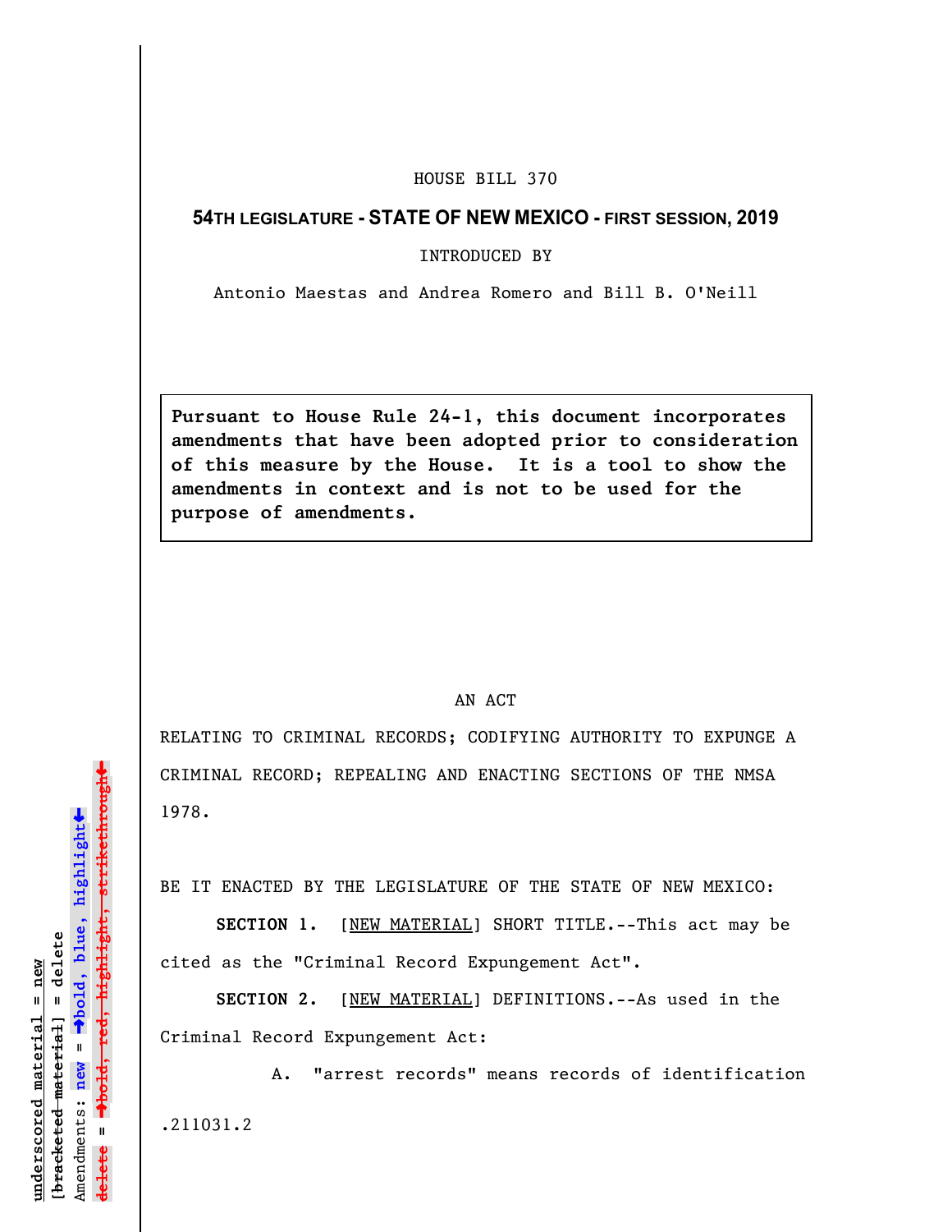HOUSE BILL 370

**54TH LEGISLATURE - STATE OF NEW MEXICO - FIRST SESSION, 2019**

INTRODUCED BY

Antonio Maestas and Andrea Romero and Bill B. O'Neill

**Pursuant to House Rule 24-1, this document incorporates amendments that have been adopted prior to consideration of this measure by the House. It is a tool to show the amendments in context and is not to be used for the purpose of amendments.**

AN ACT

RELATING TO CRIMINAL RECORDS; CODIFYING AUTHORITY TO EXPUNGE A CRIMINAL RECORD; REPEALING AND ENACTING SECTIONS OF THE NMSA 1978.

BE IT ENACTED BY THE LEGISLATURE OF THE STATE OF NEW MEXICO:

**SECTION 1.** [NEW MATERIAL] SHORT TITLE.--This act may be cited as the "Criminal Record Expungement Act".

**SECTION 2.** [NEW MATERIAL] DEFINITIONS.--As used in the Criminal Record Expungement Act:

A. "arrest records" means records of identification

.211031.2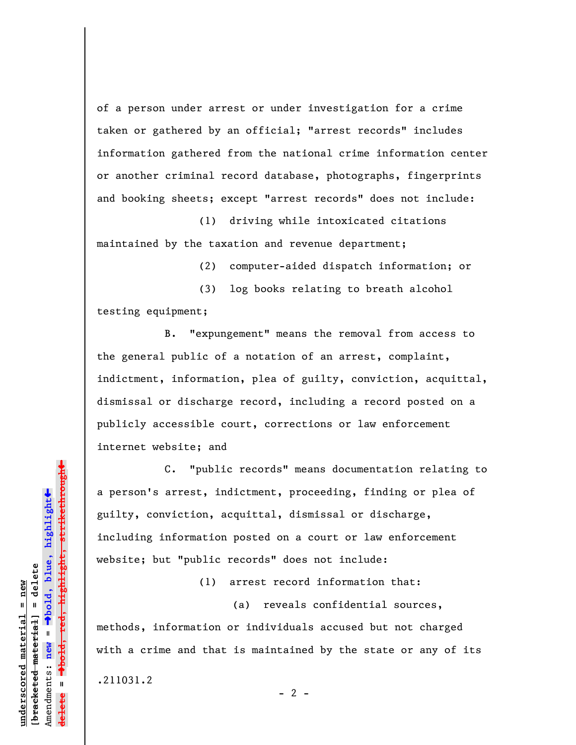of a person under arrest or under investigation for a crime taken or gathered by an official; "arrest records" includes information gathered from the national crime information center or another criminal record database, photographs, fingerprints and booking sheets; except "arrest records" does not include:

(1) driving while intoxicated citations maintained by the taxation and revenue department;

(2) computer-aided dispatch information; or

(3) log books relating to breath alcohol testing equipment;

B. "expungement" means the removal from access to the general public of a notation of an arrest, complaint, indictment, information, plea of guilty, conviction, acquittal, dismissal or discharge record, including a record posted on a publicly accessible court, corrections or law enforcement internet website; and

C. "public records" means documentation relating to a person's arrest, indictment, proceeding, finding or plea of guilty, conviction, acquittal, dismissal or discharge, including information posted on a court or law enforcement website; but "public records" does not include:

(1) arrest record information that:

(a) reveals confidential sources, methods, information or individuals accused but not charged with a crime and that is maintained by the state or any of its

.211031.2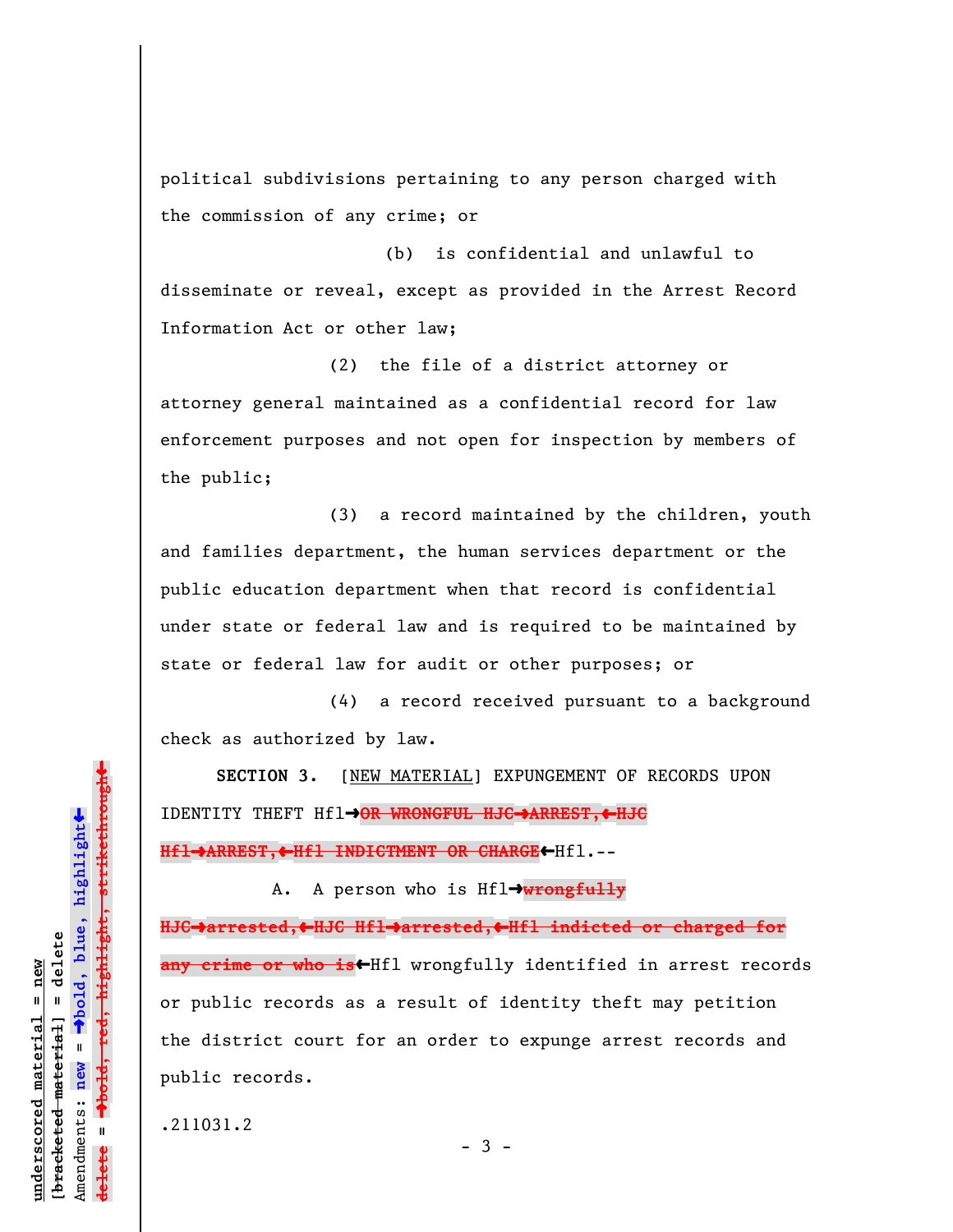political subdivisions pertaining to any person charged with the commission of any crime; or

(b) is confidential and unlawful to disseminate or reveal, except as provided in the Arrest Record Information Act or other law;

(2) the file of a district attorney or attorney general maintained as a confidential record for law enforcement purposes and not open for inspection by members of the public;

(3) a record maintained by the children, youth and families department, the human services department or the public education department when that record is confidential under state or federal law and is required to be maintained by state or federal law for audit or other purposes; or

(4) a record received pursuant to a background check as authorized by law.

**SECTION 3.** [NEW MATERIAL] EXPUNGEMENT OF RECORDS UPON IDENTITY THEFT Hfl➜~~OR WRONGFUL HJC➜ARREST,⬅HJC Hfl➜ARREST,⬅Hfl INDICTMENT OR CHARGE~~⬅Hfl.--

A. A person who is Hfl➜~~wrongfully HJC➜arrested,⬅HJC Hfl➜arrested,⬅Hfl indicted or charged for any crime or who is~~⬅Hfl wrongfully identified in arrest records or public records as a result of identity theft may petition the district court for an order to expunge arrest records and public records.

.211031.2

underscored material = new
[bracketed material] = delete
Amendments: new = ➜bold, blue, highlight⬅
delete = ➜~~bold, red, highlight, strikethrough~~⬅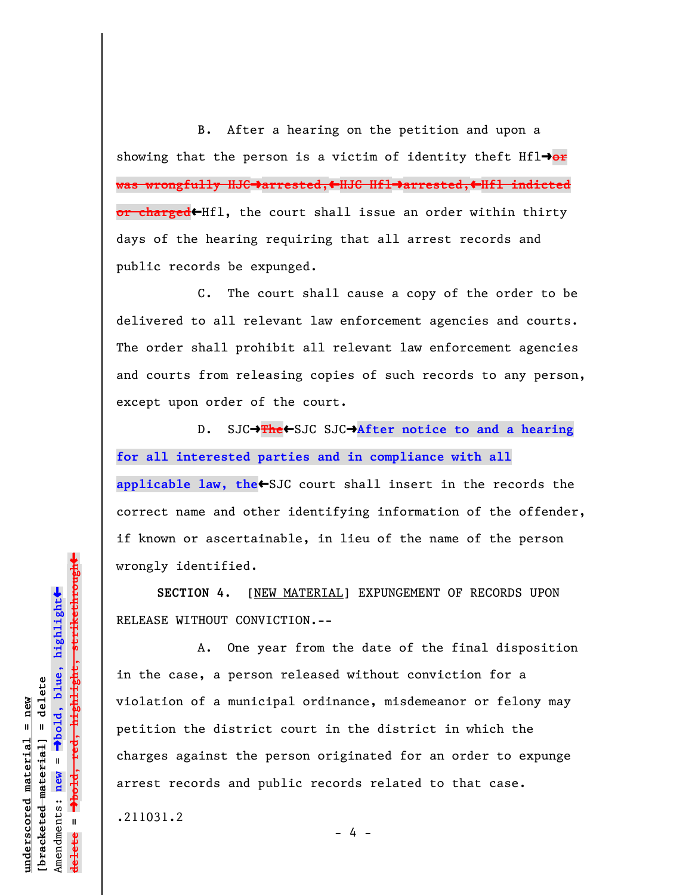B. After a hearing on the petition and upon a showing that the person is a victim of identity theft Hfl→~~or was wrongfully HJC→arrested,←HJC Hfl→arrested,←Hfl indicted or charged~~←Hfl, the court shall issue an order within thirty days of the hearing requiring that all arrest records and public records be expunged.

C. The court shall cause a copy of the order to be delivered to all relevant law enforcement agencies and courts. The order shall prohibit all relevant law enforcement agencies and courts from releasing copies of such records to any person, except upon order of the court.

D. SJC→~~The~~←SJC SJC→**After notice to and a hearing for all interested parties and in compliance with all applicable law, the**←SJC court shall insert in the records the correct name and other identifying information of the offender, if known or ascertainable, in lieu of the name of the person wrongly identified.

**SECTION 4.** [NEW MATERIAL] EXPUNGEMENT OF RECORDS UPON RELEASE WITHOUT CONVICTION.--

A. One year from the date of the final disposition in the case, a person released without conviction for a violation of a municipal ordinance, misdemeanor or felony may petition the district court in the district in which the charges against the person originated for an order to expunge arrest records and public records related to that case.

.211031.2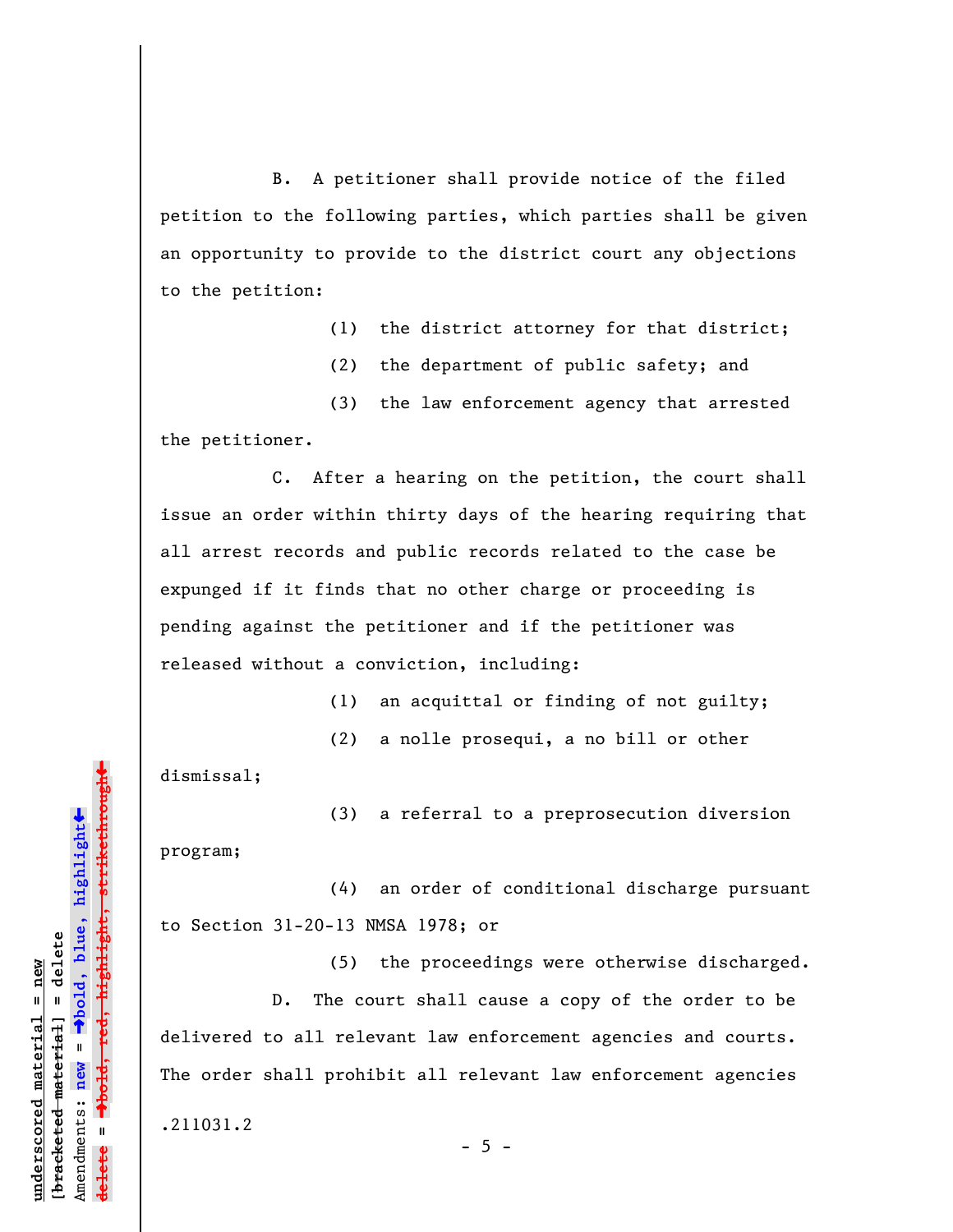B. A petitioner shall provide notice of the filed petition to the following parties, which parties shall be given an opportunity to provide to the district court any objections to the petition:

(1) the district attorney for that district;

(2) the department of public safety; and

(3) the law enforcement agency that arrested the petitioner.

C. After a hearing on the petition, the court shall issue an order within thirty days of the hearing requiring that all arrest records and public records related to the case be expunged if it finds that no other charge or proceeding is pending against the petitioner and if the petitioner was released without a conviction, including:

(1) an acquittal or finding of not guilty;

(2) a nolle prosequi, a no bill or other dismissal;

(3) a referral to a preprosecution diversion program;

(4) an order of conditional discharge pursuant to Section 31-20-13 NMSA 1978; or

(5) the proceedings were otherwise discharged.

D. The court shall cause a copy of the order to be delivered to all relevant law enforcement agencies and courts. The order shall prohibit all relevant law enforcement agencies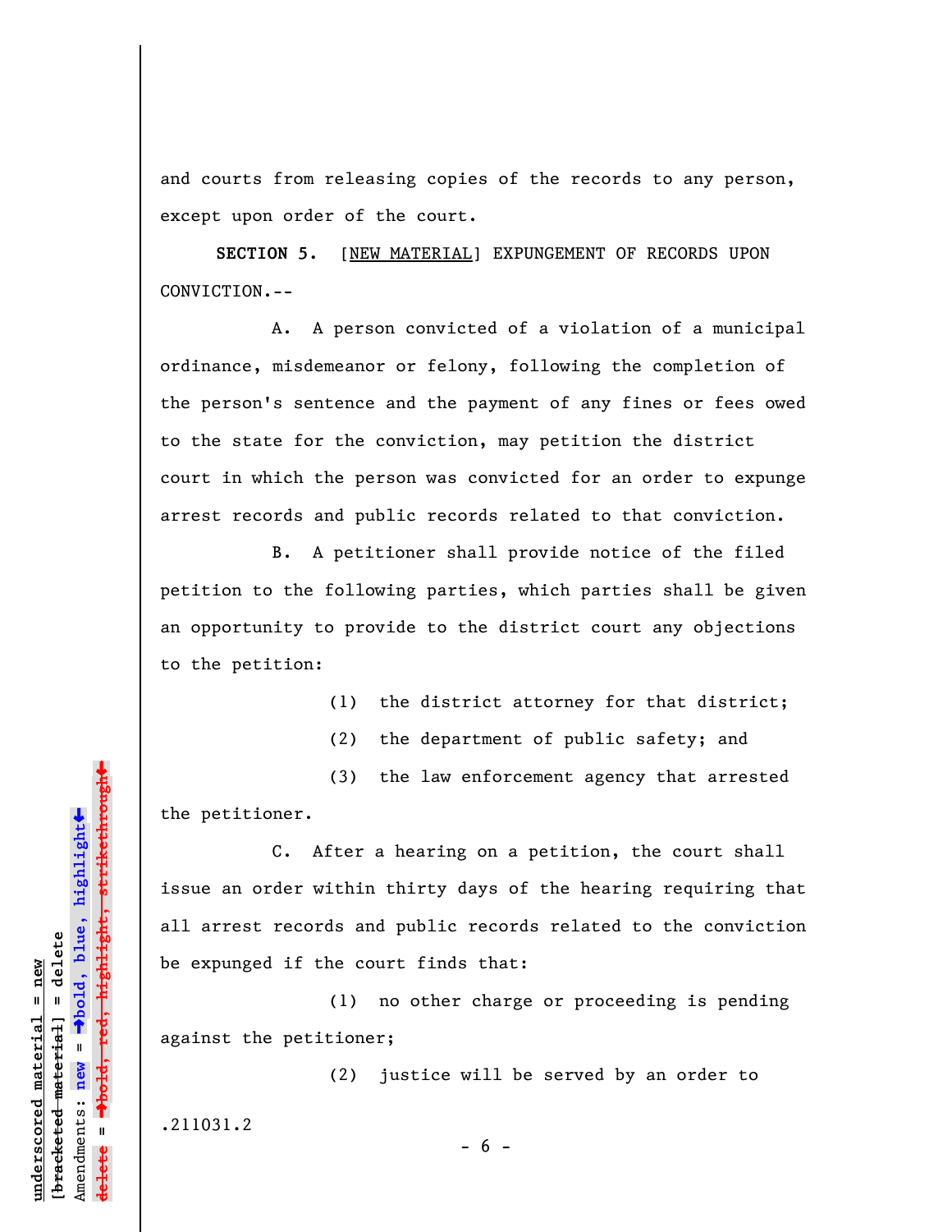and courts from releasing copies of the records to any person, except upon order of the court.

**SECTION 5.** [NEW MATERIAL] EXPUNGEMENT OF RECORDS UPON CONVICTION.--

A. A person convicted of a violation of a municipal ordinance, misdemeanor or felony, following the completion of the person's sentence and the payment of any fines or fees owed to the state for the conviction, may petition the district court in which the person was convicted for an order to expunge arrest records and public records related to that conviction.

B. A petitioner shall provide notice of the filed petition to the following parties, which parties shall be given an opportunity to provide to the district court any objections to the petition:

(1) the district attorney for that district;

(2) the department of public safety; and

(3) the law enforcement agency that arrested the petitioner.

C. After a hearing on a petition, the court shall issue an order within thirty days of the hearing requiring that all arrest records and public records related to the conviction be expunged if the court finds that:

(1) no other charge or proceeding is pending against the petitioner;

(2) justice will be served by an order to

.211031.2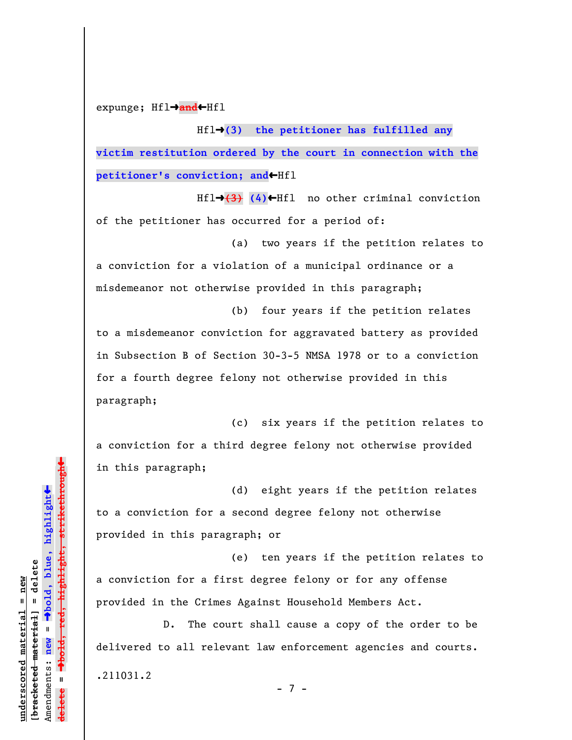expunge; Hfl→~~and~~←Hfl

Hfl→**(3) the petitioner has fulfilled any victim restitution ordered by the court in connection with the petitioner's conviction; and**←Hfl

Hfl→~~(3)~~ **(4)**←Hfl no other criminal conviction of the petitioner has occurred for a period of:

(a) two years if the petition relates to a conviction for a violation of a municipal ordinance or a misdemeanor not otherwise provided in this paragraph;

(b) four years if the petition relates to a misdemeanor conviction for aggravated battery as provided in Subsection B of Section 30-3-5 NMSA 1978 or to a conviction for a fourth degree felony not otherwise provided in this paragraph;

(c) six years if the petition relates to a conviction for a third degree felony not otherwise provided in this paragraph;

(d) eight years if the petition relates to a conviction for a second degree felony not otherwise provided in this paragraph; or

(e) ten years if the petition relates to a conviction for a first degree felony or for any offense provided in the Crimes Against Household Members Act.

D. The court shall cause a copy of the order to be delivered to all relevant law enforcement agencies and courts.

.211031.2

underscored material = new
[bracketed material] = delete
Amendments: new = →bold, blue, highlight←
delete = →bold, red, highlight, strikethrough←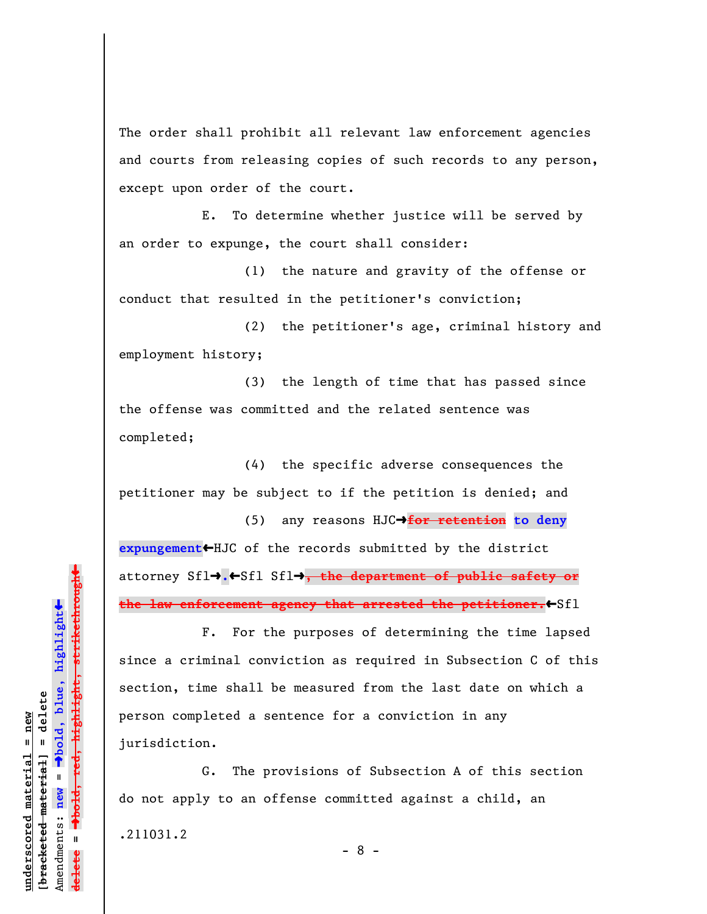The order shall prohibit all relevant law enforcement agencies and courts from releasing copies of such records to any person, except upon order of the court.

E. To determine whether justice will be served by an order to expunge, the court shall consider:

(1) the nature and gravity of the offense or conduct that resulted in the petitioner's conviction;

(2) the petitioner's age, criminal history and employment history;

(3) the length of time that has passed since the offense was committed and the related sentence was completed;

(4) the specific adverse consequences the petitioner may be subject to if the petition is denied; and

(5) any reasons HJC→~~for retention~~ **to deny expungement**←HJC of the records submitted by the district attorney Sfl→.←Sfl Sfl→~~, the department of public safety or the law enforcement agency that arrested the petitioner.~~←Sfl

F. For the purposes of determining the time lapsed since a criminal conviction as required in Subsection C of this section, time shall be measured from the last date on which a person completed a sentence for a conviction in any jurisdiction.

G. The provisions of Subsection A of this section do not apply to an offense committed against a child, an

.211031.2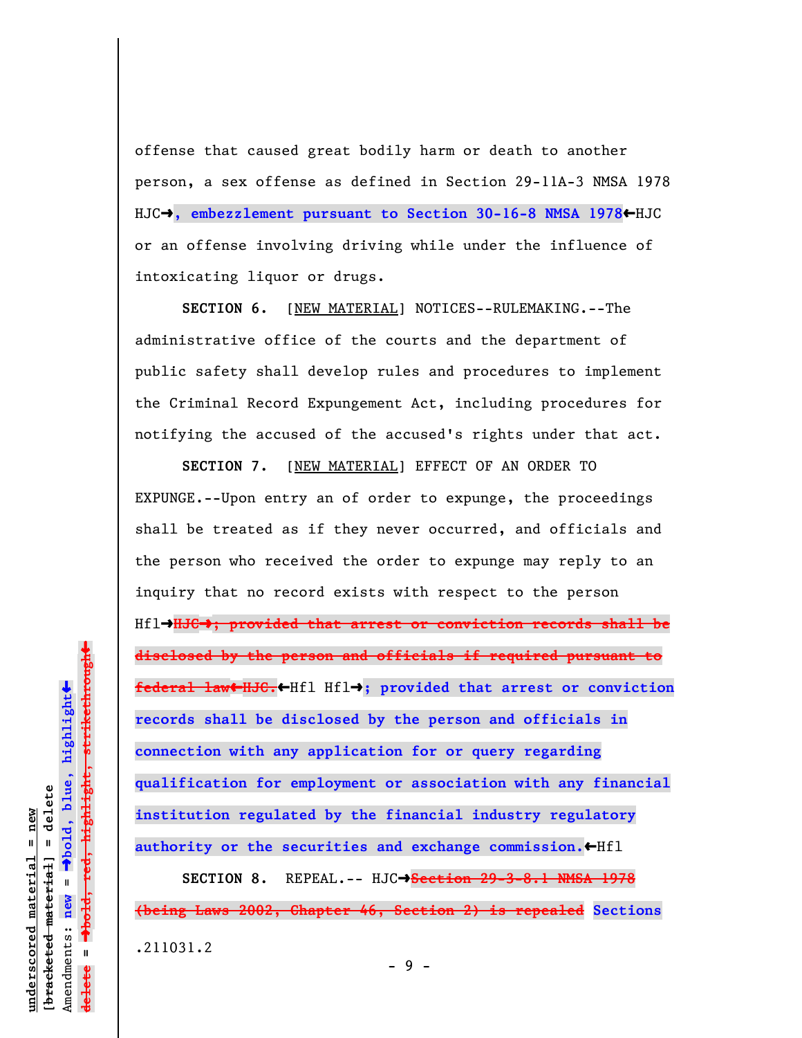offense that caused great bodily harm or death to another person, a sex offense as defined in Section 29-11A-3 NMSA 1978 HJC➔**, embezzlement pursuant to Section 30-16-8 NMSA 1978**←HJC or an offense involving driving while under the influence of intoxicating liquor or drugs.

**SECTION 6.** [NEW MATERIAL] NOTICES--RULEMAKING.--The administrative office of the courts and the department of public safety shall develop rules and procedures to implement the Criminal Record Expungement Act, including procedures for notifying the accused of the accused's rights under that act.

**SECTION 7.** [NEW MATERIAL] EFFECT OF AN ORDER TO EXPUNGE.--Upon entry an of order to expunge, the proceedings shall be treated as if they never occurred, and officials and the person who received the order to expunge may reply to an inquiry that no record exists with respect to the person Hfl➔~~HJC➔; provided that arrest or conviction records shall be disclosed by the person and officials if required pursuant to federal law←HJC.~~←Hfl Hfl➔**; provided that arrest or conviction records shall be disclosed by the person and officials in connection with any application for or query regarding qualification for employment or association with any financial institution regulated by the financial industry regulatory authority or the securities and exchange commission.**←Hfl

**SECTION 8.** REPEAL.-- HJC➔~~Section 29-3-8.1 NMSA 1978 (being Laws 2002, Chapter 46, Section 2) is repealed~~ **Sections**

.211031.2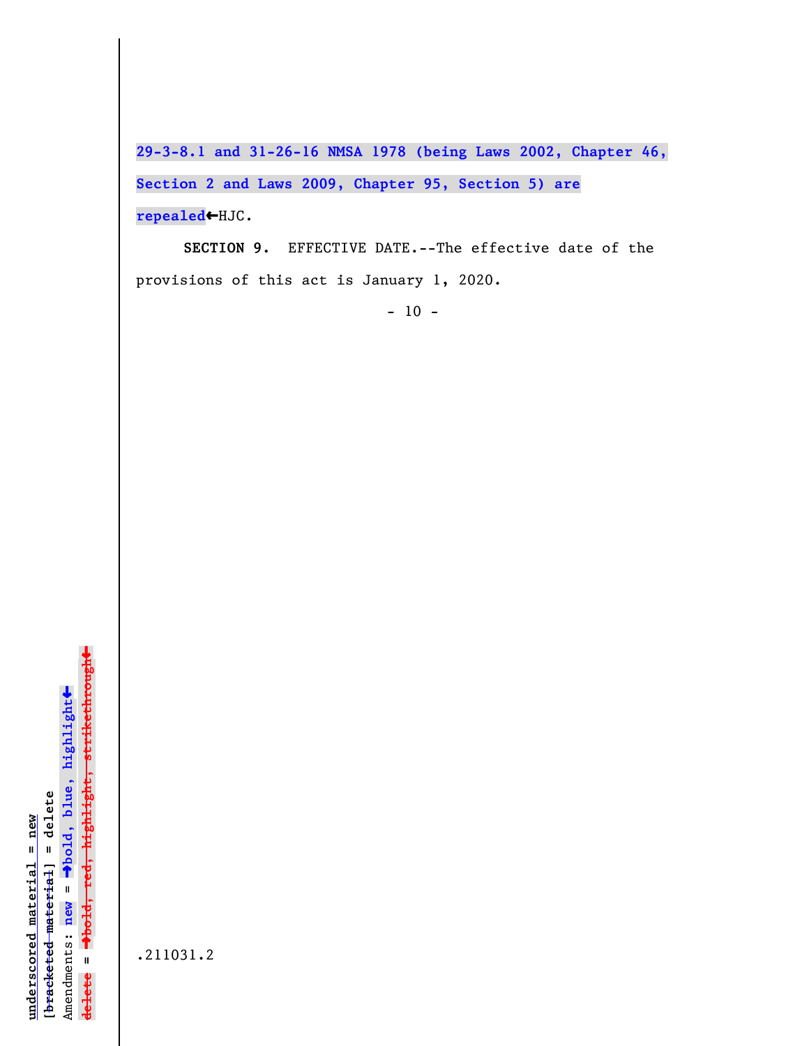**29-3-8.1 and 31-26-16 NMSA 1978 (being Laws 2002, Chapter 46, Section 2 and Laws 2009, Chapter 95, Section 5) are repealed**←HJC.

**SECTION 9.** EFFECTIVE DATE.--The effective date of the provisions of this act is January 1, 2020.

.211031.2

underscored material = new
[bracketed material] = delete
Amendments: new = →bold, blue, highlight←
delete = →bold, red, highlight, strikethrough←